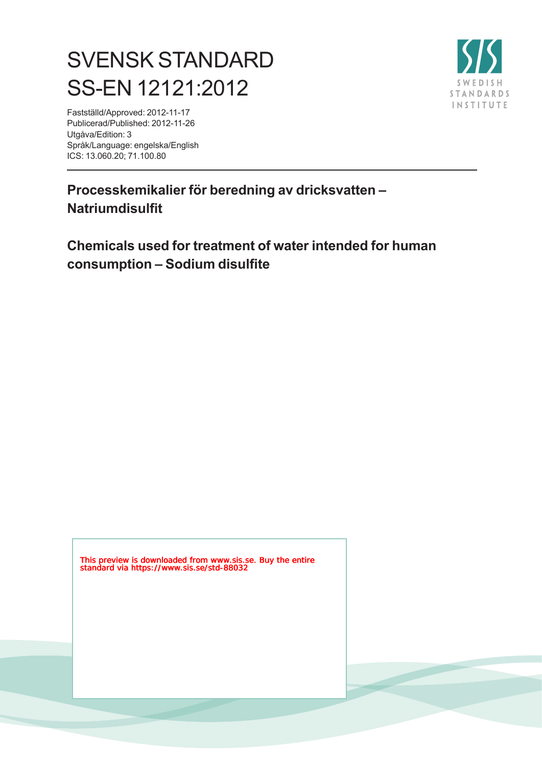# SVENSK STANDARD
# SS-EN 12121:2012

Fastställd/Approved: 2012-11-17
Publicerad/Published: 2012-11-26
Utgåva/Edition: 3
Språk/Language: engelska/English
ICS: 13.060.20; 71.100.80

**Processkemikalier för beredning av dricksvatten – Natriumdisulfit**

**Chemicals used for treatment of water intended for human consumption – Sodium disulfite**

This preview is downloaded from www.sis.se. Buy the entire standard via https://www.sis.se/std-88032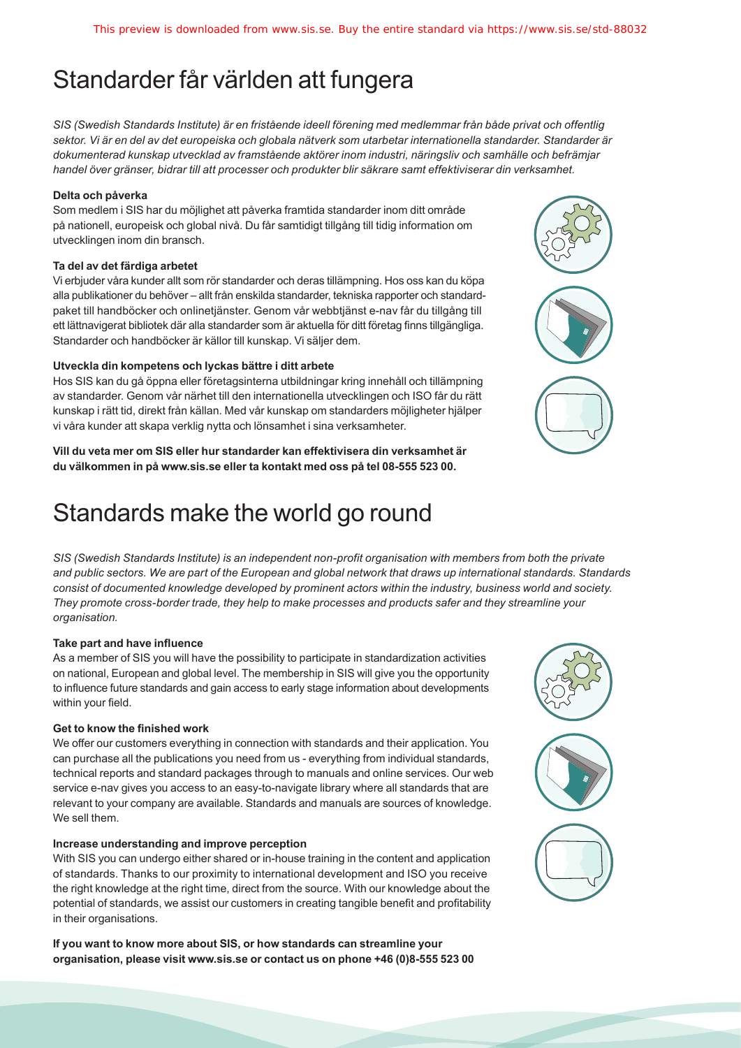# Standarder får världen att fungera

*SIS (Swedish Standards Institute) är en fristående ideell förening med medlemmar från både privat och offentlig sektor. Vi är en del av det europeiska och globala nätverk som utarbetar internationella standarder. Standarder är dokumenterad kunskap utvecklad av framstående aktörer inom industri, näringsliv och samhälle och befrämjar handel över gränser, bidrar till att processer och produkter blir säkrare samt effektiviserar din verksamhet.*

**Delta och påverka**

Som medlem i SIS har du möjlighet att påverka framtida standarder inom ditt område på nationell, europeisk och global nivå. Du får samtidigt tillgång till tidig information om utvecklingen inom din bransch.

**Ta del av det färdiga arbetet**

Vi erbjuder våra kunder allt som rör standarder och deras tillämpning. Hos oss kan du köpa alla publikationer du behöver – allt från enskilda standarder, tekniska rapporter och standardpaket till handböcker och onlinetjänster. Genom vår webbtjänst e-nav får du tillgång till ett lättnavigerat bibliotek där alla standarder som är aktuella för ditt företag finns tillgängliga. Standarder och handböcker är källor till kunskap. Vi säljer dem.

**Utveckla din kompetens och lyckas bättre i ditt arbete**

Hos SIS kan du gå öppna eller företagsinterna utbildningar kring innehåll och tillämpning av standarder. Genom vår närhet till den internationella utvecklingen och ISO får du rätt kunskap i rätt tid, direkt från källan. Med vår kunskap om standarders möjligheter hjälper vi våra kunder att skapa verklig nytta och lönsamhet i sina verksamheter.

**Vill du veta mer om SIS eller hur standarder kan effektivisera din verksamhet är du välkommen in på www.sis.se eller ta kontakt med oss på tel 08-555 523 00.**

# Standards make the world go round

*SIS (Swedish Standards Institute) is an independent non-profit organisation with members from both the private and public sectors. We are part of the European and global network that draws up international standards. Standards consist of documented knowledge developed by prominent actors within the industry, business world and society. They promote cross-border trade, they help to make processes and products safer and they streamline your organisation.*

**Take part and have influence**

As a member of SIS you will have the possibility to participate in standardization activities on national, European and global level. The membership in SIS will give you the opportunity to influence future standards and gain access to early stage information about developments within your field.

**Get to know the finished work**

We offer our customers everything in connection with standards and their application. You can purchase all the publications you need from us - everything from individual standards, technical reports and standard packages through to manuals and online services. Our web service e-nav gives you access to an easy-to-navigate library where all standards that are relevant to your company are available. Standards and manuals are sources of knowledge. We sell them.

**Increase understanding and improve perception**

With SIS you can undergo either shared or in-house training in the content and application of standards. Thanks to our proximity to international development and ISO you receive the right knowledge at the right time, direct from the source. With our knowledge about the potential of standards, we assist our customers in creating tangible benefit and profitability in their organisations.

**If you want to know more about SIS, or how standards can streamline your organisation, please visit www.sis.se or contact us on phone +46 (0)8-555 523 00**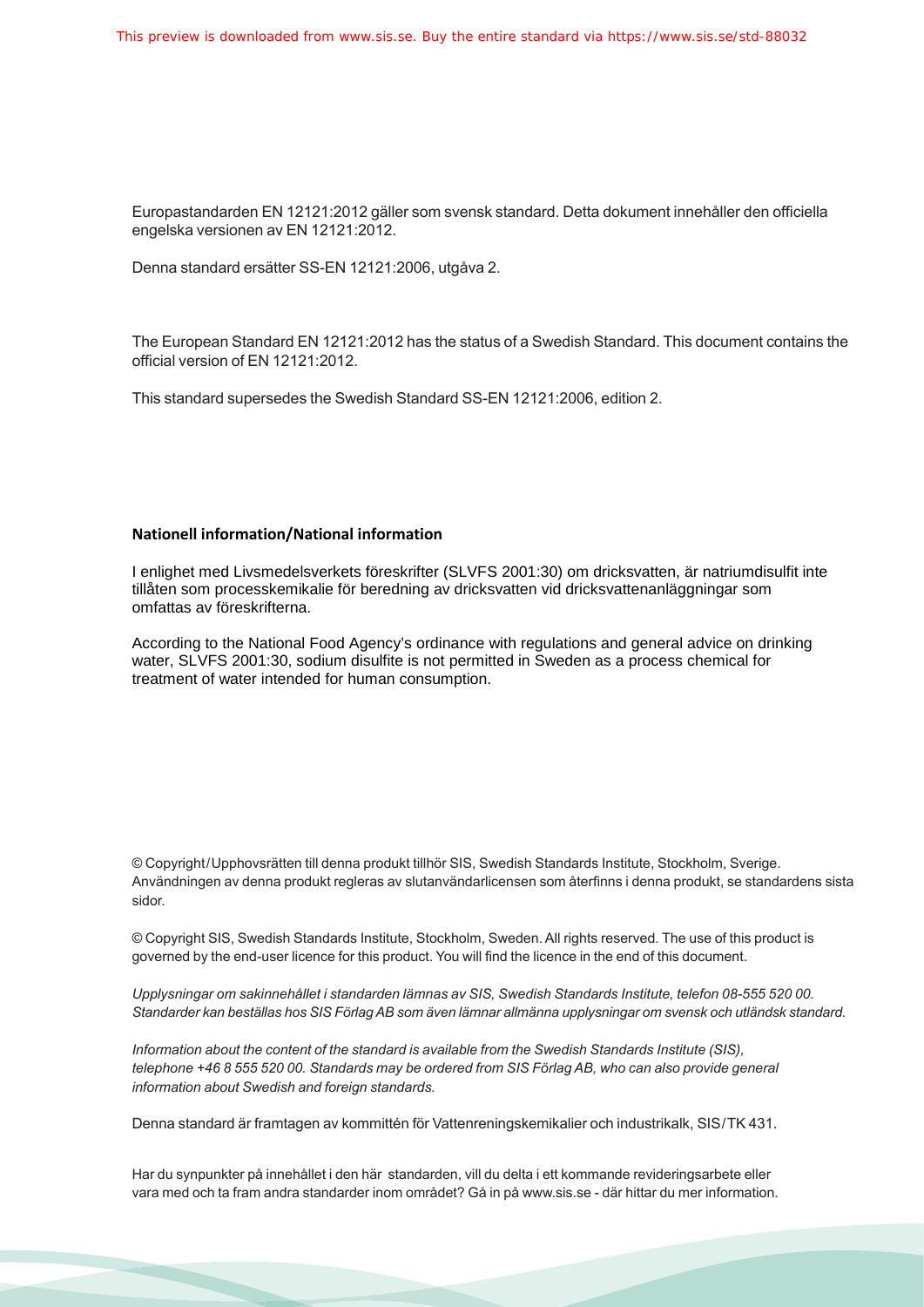Europastandarden EN 12121:2012 gäller som svensk standard. Detta dokument innehåller den officiella engelska versionen av EN 12121:2012.

Denna standard ersätter SS-EN 12121:2006, utgåva 2.

The European Standard EN 12121:2012 has the status of a Swedish Standard. This document contains the official version of EN 12121:2012.

This standard supersedes the Swedish Standard SS-EN 12121:2006, edition 2.

**Nationell information/National information**

I enlighet med Livsmedelsverkets föreskrifter (SLVFS 2001:30) om dricksvatten, är natriumdisulfit inte tillåten som processkemikalie för beredning av dricksvatten vid dricksvattenanläggningar som omfattas av föreskrifterna.

According to the National Food Agency's ordinance with regulations and general advice on drinking water, SLVFS 2001:30, sodium disulfite is not permitted in Sweden as a process chemical for treatment of water intended for human consumption.

© Copyright/Upphovsrätten till denna produkt tillhör SIS, Swedish Standards Institute, Stockholm, Sverige. Användningen av denna produkt regleras av slutanvändarlicensen som återfinns i denna produkt, se standardens sista sidor.

© Copyright SIS, Swedish Standards Institute, Stockholm, Sweden. All rights reserved. The use of this product is governed by the end-user licence for this product. You will find the licence in the end of this document.

*Upplysningar om sakinnehållet i standarden lämnas av SIS, Swedish Standards Institute, telefon 08-555 520 00. Standarder kan beställas hos SIS Förlag AB som även lämnar allmänna upplysningar om svensk och utländsk standard.*

*Information about the content of the standard is available from the Swedish Standards Institute (SIS), telephone +46 8 555 520 00. Standards may be ordered from SIS Förlag AB, who can also provide general information about Swedish and foreign standards.*

Denna standard är framtagen av kommittén för Vattenreningskemikalier och industrikalk, SIS/TK 431.

Har du synpunkter på innehållet i den här standarden, vill du delta i ett kommande revideringsarbete eller vara med och ta fram andra standarder inom området? Gå in på www.sis.se - där hittar du mer information.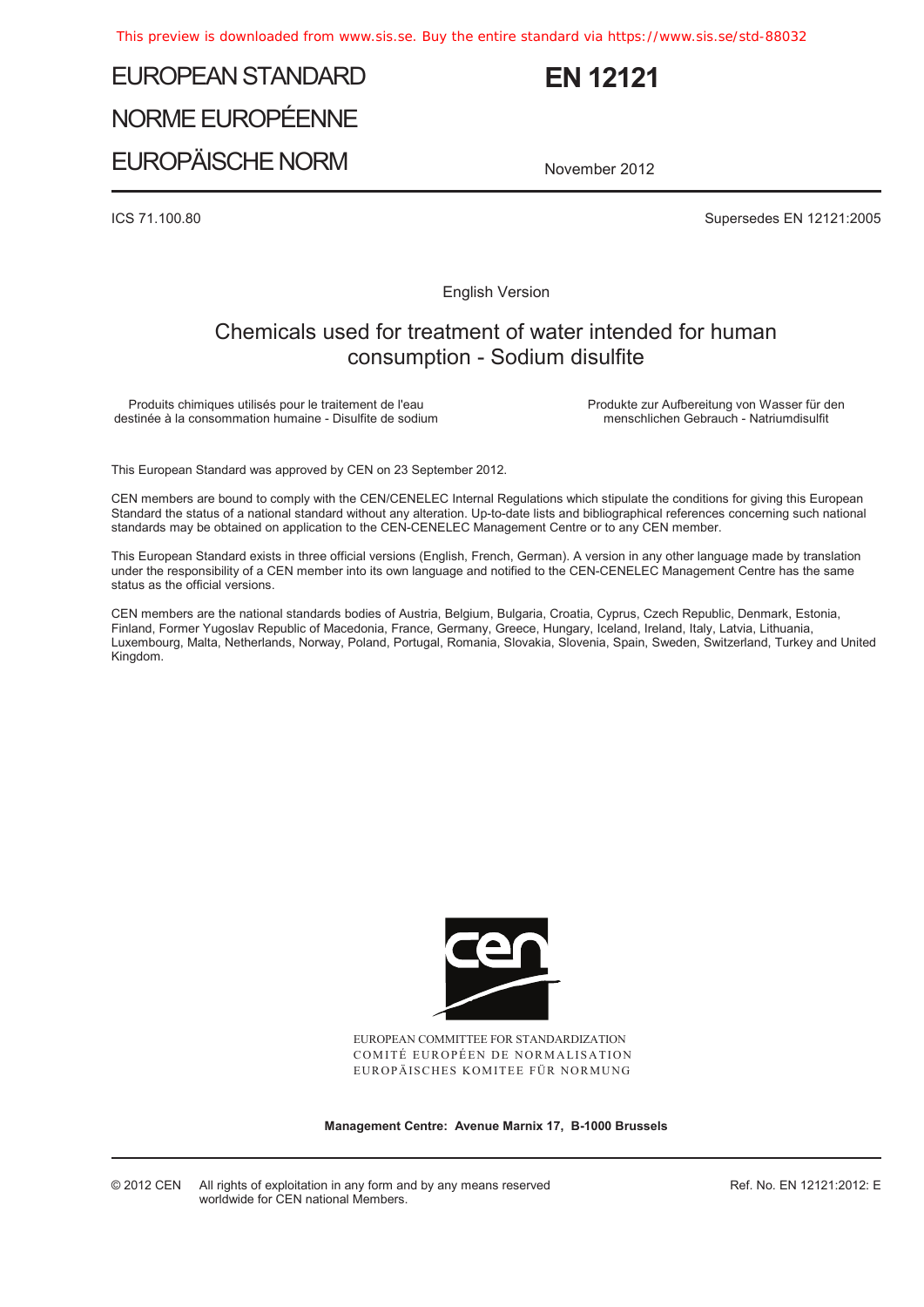# EUROPEAN STANDARD
# NORME EUROPÉENNE
# EUROPÄISCHE NORM

# EN 12121

November 2012

ICS 71.100.80

Supersedes EN 12121:2005

English Version

## Chemicals used for treatment of water intended for human consumption - Sodium disulfite

Produits chimiques utilisés pour le traitement de l'eau destinée à la consommation humaine - Disulfite de sodium

Produkte zur Aufbereitung von Wasser für den menschlichen Gebrauch - Natriumdisulfit

This European Standard was approved by CEN on 23 September 2012.

CEN members are bound to comply with the CEN/CENELEC Internal Regulations which stipulate the conditions for giving this European Standard the status of a national standard without any alteration. Up-to-date lists and bibliographical references concerning such national standards may be obtained on application to the CEN-CENELEC Management Centre or to any CEN member.

This European Standard exists in three official versions (English, French, German). A version in any other language made by translation under the responsibility of a CEN member into its own language and notified to the CEN-CENELEC Management Centre has the same status as the official versions.

CEN members are the national standards bodies of Austria, Belgium, Bulgaria, Croatia, Cyprus, Czech Republic, Denmark, Estonia, Finland, Former Yugoslav Republic of Macedonia, France, Germany, Greece, Hungary, Iceland, Ireland, Italy, Latvia, Lithuania, Luxembourg, Malta, Netherlands, Norway, Poland, Portugal, Romania, Slovakia, Slovenia, Spain, Sweden, Switzerland, Turkey and United Kingdom.

EUROPEAN COMMITTEE FOR STANDARDIZATION
COMITÉ EUROPÉEN DE NORMALISATION
EUROPÄISCHES KOMITEE FÜR NORMUNG

**Management Centre: Avenue Marnix 17, B-1000 Brussels**

© 2012 CEN All rights of exploitation in any form and by any means reserved worldwide for CEN national Members.

Ref. No. EN 12121:2012: E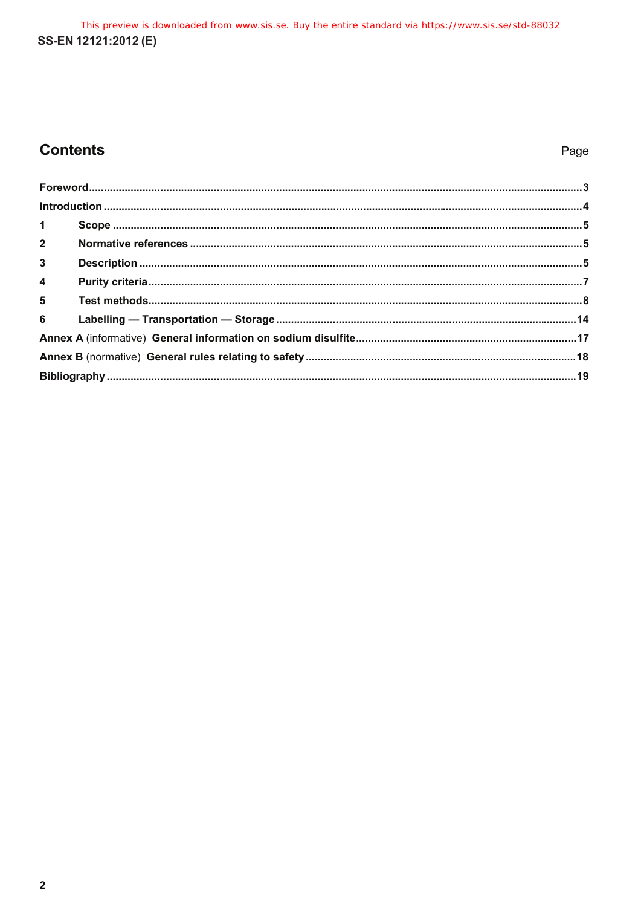## Contents

| | Page |
|---|---|
| **Foreword** | 3 |
| **Introduction** | 4 |
| **1 Scope** | 5 |
| **2 Normative references** | 5 |
| **3 Description** | 5 |
| **4 Purity criteria** | 7 |
| **5 Test methods** | 8 |
| **6 Labelling — Transportation — Storage** | 14 |
| **Annex A** (informative) **General information on sodium disulfite** | 17 |
| **Annex B** (normative) **General rules relating to safety** | 18 |
| **Bibliography** | 19 |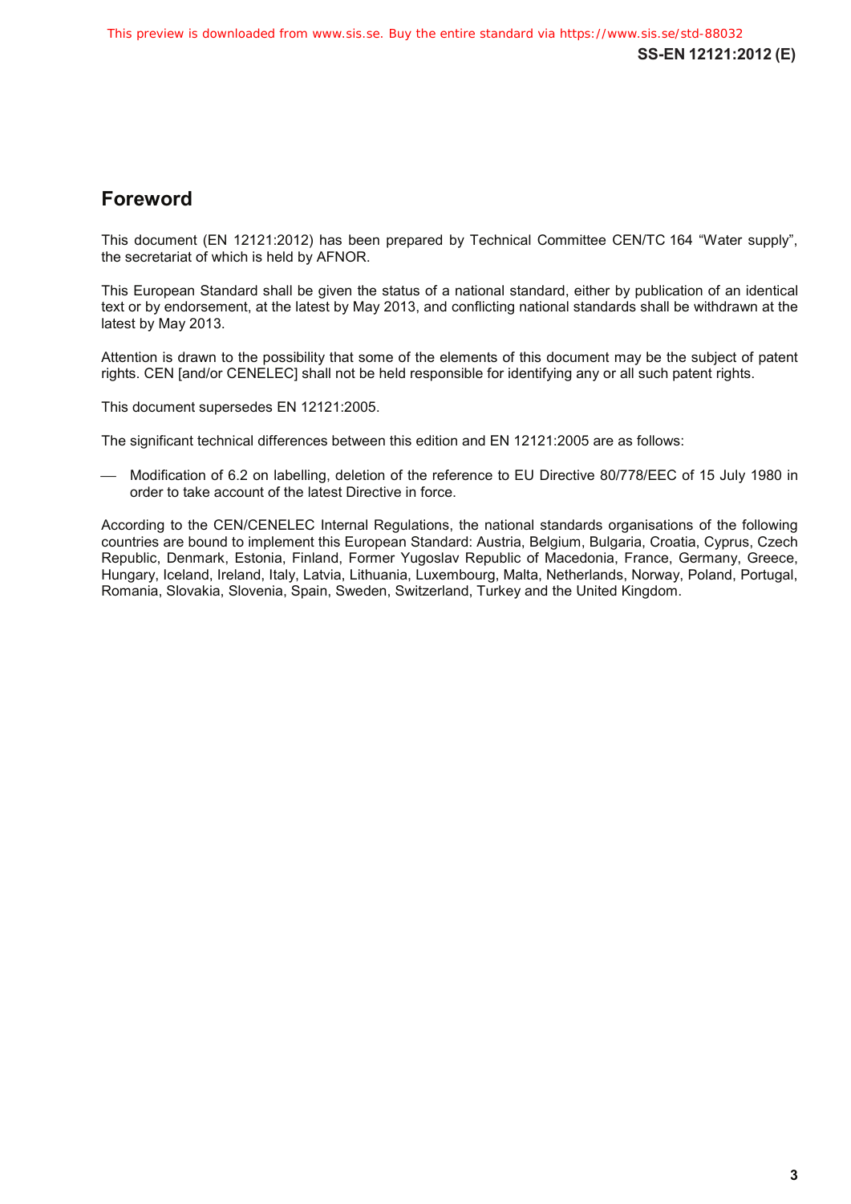## Foreword

This document (EN 12121:2012) has been prepared by Technical Committee CEN/TC 164 “Water supply”, the secretariat of which is held by AFNOR.

This European Standard shall be given the status of a national standard, either by publication of an identical text or by endorsement, at the latest by May 2013, and conflicting national standards shall be withdrawn at the latest by May 2013.

Attention is drawn to the possibility that some of the elements of this document may be the subject of patent rights. CEN [and/or CENELEC] shall not be held responsible for identifying any or all such patent rights.

This document supersedes EN 12121:2005.

The significant technical differences between this edition and EN 12121:2005 are as follows:

- Modification of 6.2 on labelling, deletion of the reference to EU Directive 80/778/EEC of 15 July 1980 in order to take account of the latest Directive in force.

According to the CEN/CENELEC Internal Regulations, the national standards organisations of the following countries are bound to implement this European Standard: Austria, Belgium, Bulgaria, Croatia, Cyprus, Czech Republic, Denmark, Estonia, Finland, Former Yugoslav Republic of Macedonia, France, Germany, Greece, Hungary, Iceland, Ireland, Italy, Latvia, Lithuania, Luxembourg, Malta, Netherlands, Norway, Poland, Portugal, Romania, Slovakia, Slovenia, Spain, Sweden, Switzerland, Turkey and the United Kingdom.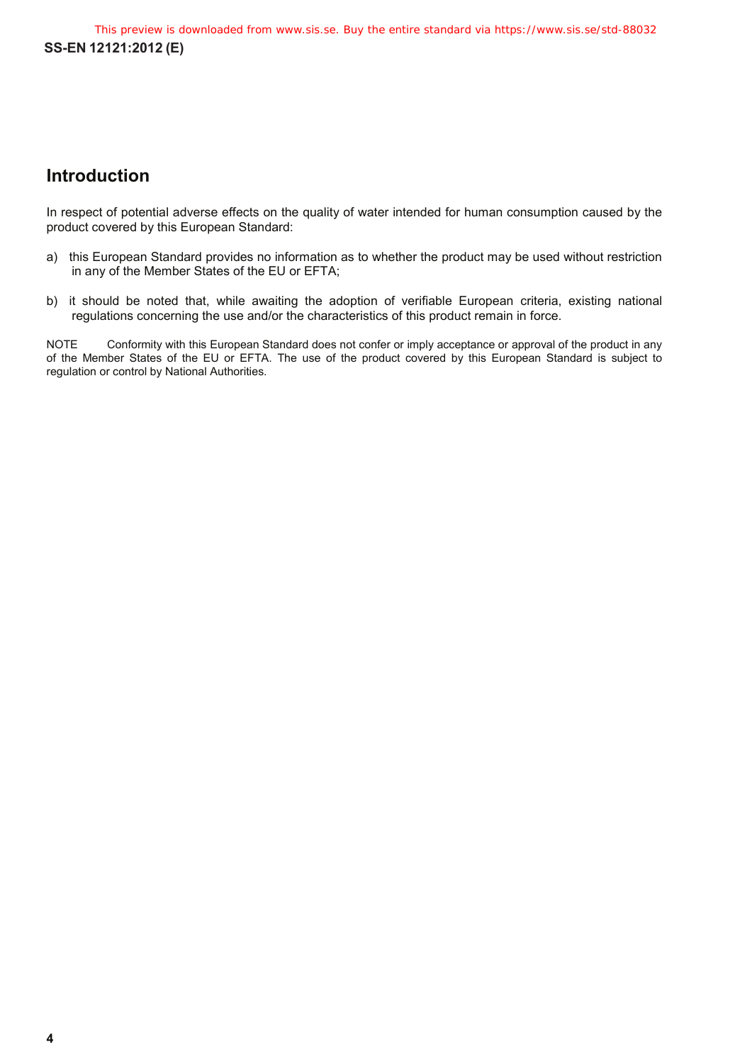## Introduction

In respect of potential adverse effects on the quality of water intended for human consumption caused by the product covered by this European Standard:

a) this European Standard provides no information as to whether the product may be used without restriction in any of the Member States of the EU or EFTA;

b) it should be noted that, while awaiting the adoption of verifiable European criteria, existing national regulations concerning the use and/or the characteristics of this product remain in force.

NOTE Conformity with this European Standard does not confer or imply acceptance or approval of the product in any of the Member States of the EU or EFTA. The use of the product covered by this European Standard is subject to regulation or control by National Authorities.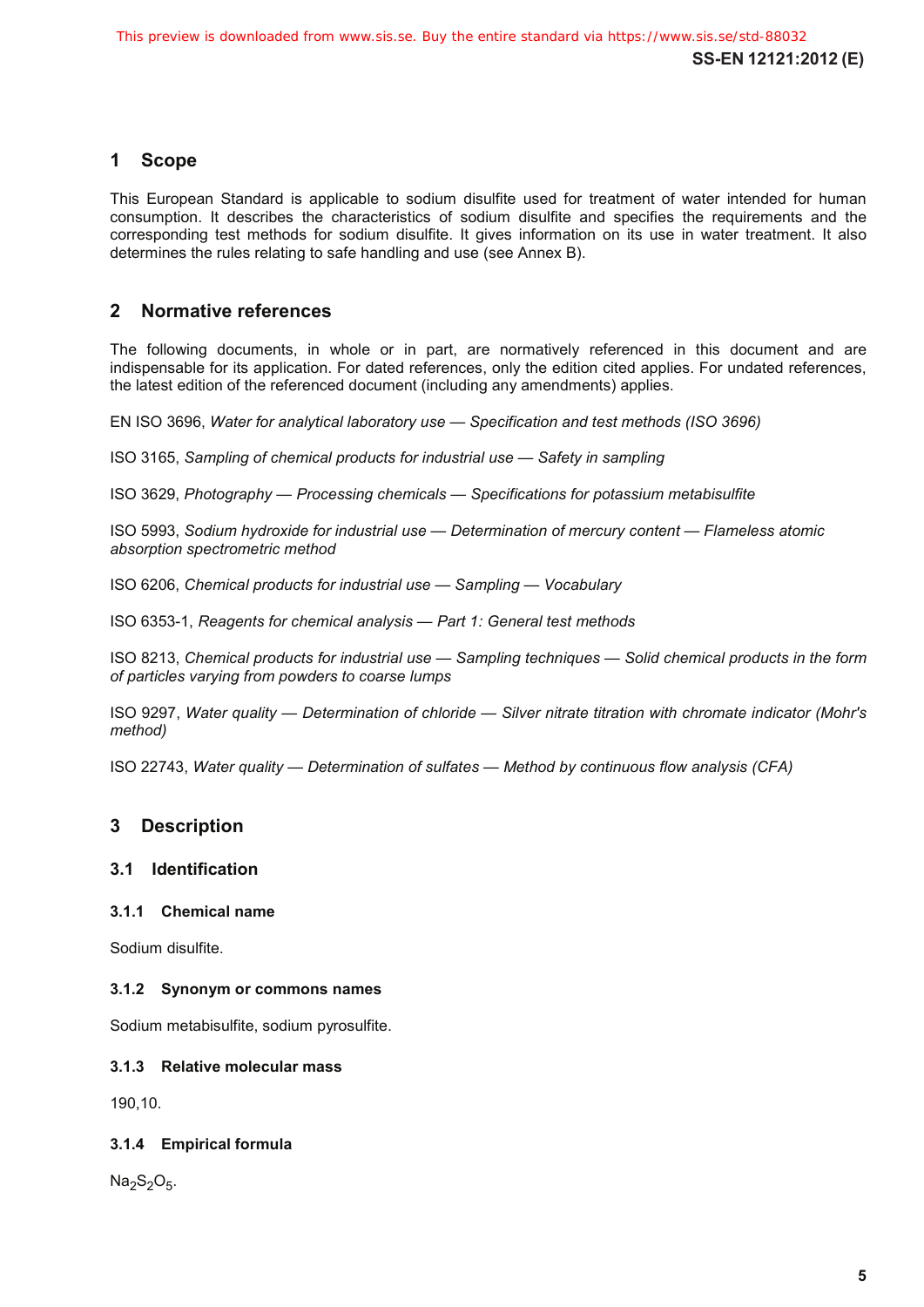## 1 Scope

This European Standard is applicable to sodium disulfite used for treatment of water intended for human consumption. It describes the characteristics of sodium disulfite and specifies the requirements and the corresponding test methods for sodium disulfite. It gives information on its use in water treatment. It also determines the rules relating to safe handling and use (see Annex B).

## 2 Normative references

The following documents, in whole or in part, are normatively referenced in this document and are indispensable for its application. For dated references, only the edition cited applies. For undated references, the latest edition of the referenced document (including any amendments) applies.

EN ISO 3696, *Water for analytical laboratory use — Specification and test methods (ISO 3696)*

ISO 3165, *Sampling of chemical products for industrial use — Safety in sampling*

ISO 3629, *Photography — Processing chemicals — Specifications for potassium metabisulfite*

ISO 5993, *Sodium hydroxide for industrial use — Determination of mercury content — Flameless atomic absorption spectrometric method*

ISO 6206, *Chemical products for industrial use — Sampling — Vocabulary*

ISO 6353-1, *Reagents for chemical analysis — Part 1: General test methods*

ISO 8213, *Chemical products for industrial use — Sampling techniques — Solid chemical products in the form of particles varying from powders to coarse lumps*

ISO 9297, *Water quality — Determination of chloride — Silver nitrate titration with chromate indicator (Mohr's method)*

ISO 22743, *Water quality — Determination of sulfates — Method by continuous flow analysis (CFA)*

## 3 Description

### 3.1 Identification

#### 3.1.1 Chemical name

Sodium disulfite.

#### 3.1.2 Synonym or commons names

Sodium metabisulfite, sodium pyrosulfite.

#### 3.1.3 Relative molecular mass

190,10.

#### 3.1.4 Empirical formula

$Na_2S_2O_5$.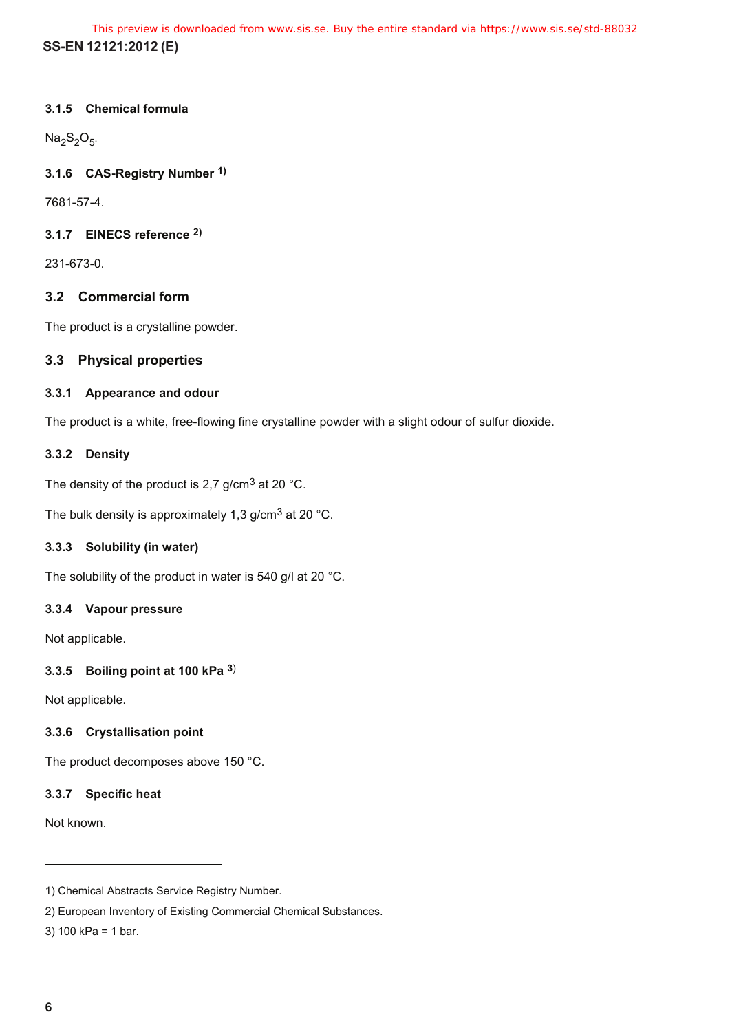#### 3.1.5 Chemical formula

$Na_2S_2O_5$.

#### 3.1.6 CAS-Registry Number [1)]

7681-57-4.

#### 3.1.7 EINECS reference [2)]

231-673-0.

### 3.2 Commercial form

The product is a crystalline powder.

### 3.3 Physical properties

#### 3.3.1 Appearance and odour

The product is a white, free-flowing fine crystalline powder with a slight odour of sulfur dioxide.

#### 3.3.2 Density

The density of the product is 2,7 g/cm$^3$ at 20 °C.

The bulk density is approximately 1,3 g/cm$^3$ at 20 °C.

#### 3.3.3 Solubility (in water)

The solubility of the product in water is 540 g/l at 20 °C.

#### 3.3.4 Vapour pressure

Not applicable.

#### 3.3.5 Boiling point at 100 kPa [3)]

Not applicable.

#### 3.3.6 Crystallisation point

The product decomposes above 150 °C.

#### 3.3.7 Specific heat

Not known.

---

1) Chemical Abstracts Service Registry Number.

2) European Inventory of Existing Commercial Chemical Substances.

3) 100 kPa = 1 bar.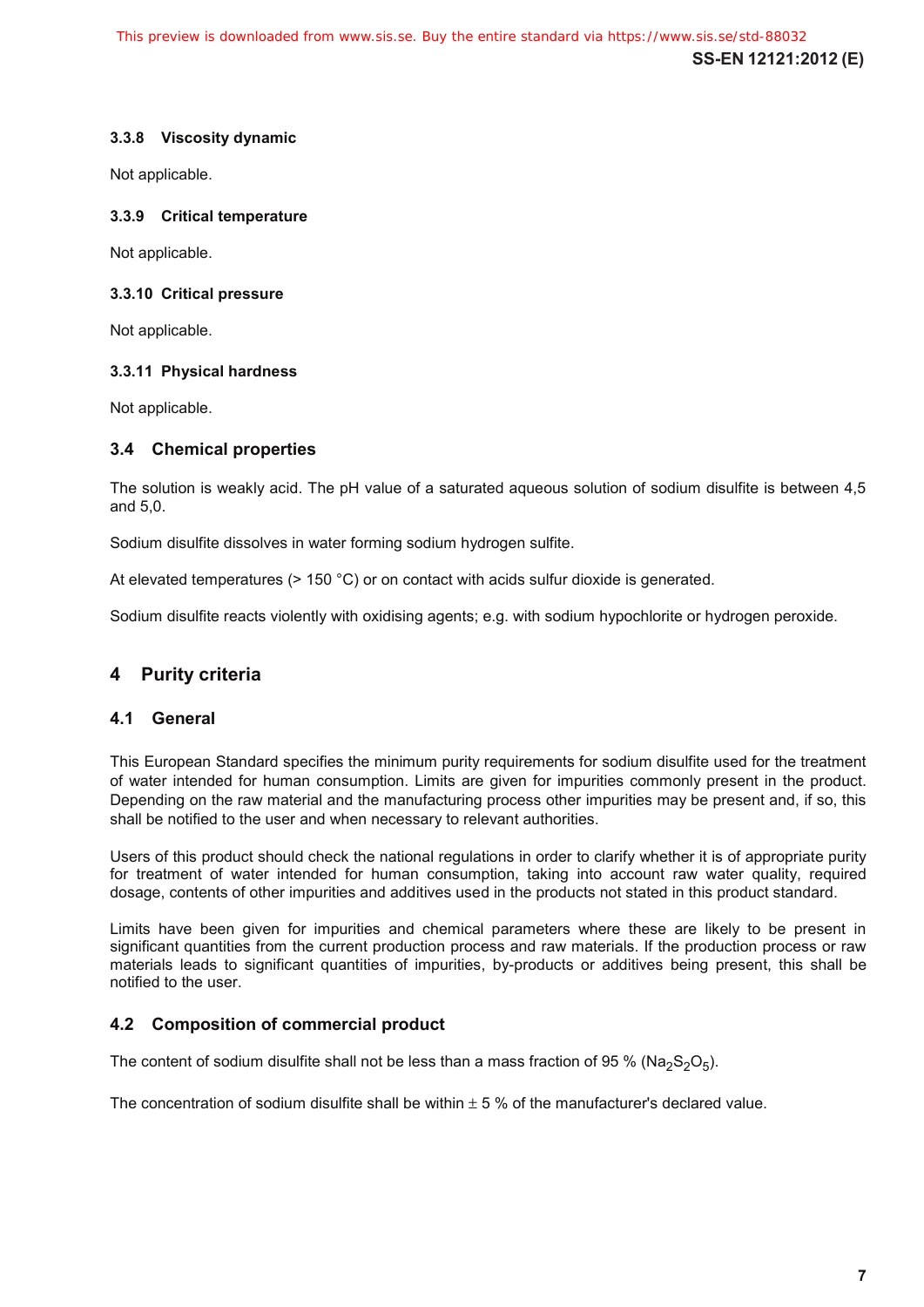#### 3.3.8 Viscosity dynamic

Not applicable.

#### 3.3.9 Critical temperature

Not applicable.

#### 3.3.10 Critical pressure

Not applicable.

#### 3.3.11 Physical hardness

Not applicable.

### 3.4 Chemical properties

The solution is weakly acid. The pH value of a saturated aqueous solution of sodium disulfite is between 4,5 and 5,0.

Sodium disulfite dissolves in water forming sodium hydrogen sulfite.

At elevated temperatures (> 150 °C) or on contact with acids sulfur dioxide is generated.

Sodium disulfite reacts violently with oxidising agents; e.g. with sodium hypochlorite or hydrogen peroxide.

## 4 Purity criteria

### 4.1 General

This European Standard specifies the minimum purity requirements for sodium disulfite used for the treatment of water intended for human consumption. Limits are given for impurities commonly present in the product. Depending on the raw material and the manufacturing process other impurities may be present and, if so, this shall be notified to the user and when necessary to relevant authorities.

Users of this product should check the national regulations in order to clarify whether it is of appropriate purity for treatment of water intended for human consumption, taking into account raw water quality, required dosage, contents of other impurities and additives used in the products not stated in this product standard.

Limits have been given for impurities and chemical parameters where these are likely to be present in significant quantities from the current production process and raw materials. If the production process or raw materials leads to significant quantities of impurities, by-products or additives being present, this shall be notified to the user.

### 4.2 Composition of commercial product

The content of sodium disulfite shall not be less than a mass fraction of 95 % ($Na_2S_2O_5$).

The concentration of sodium disulfite shall be within ± 5 % of the manufacturer's declared value.